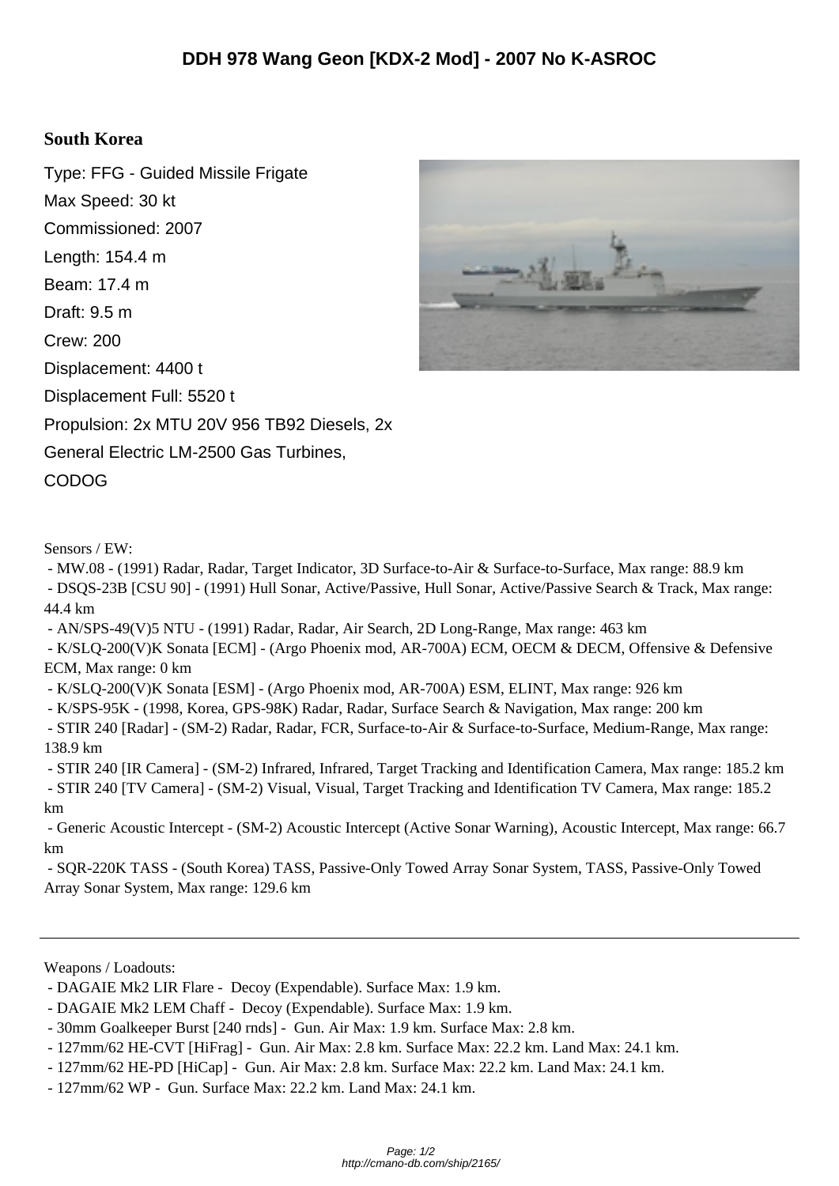# DDH 978 Wang Geon [KDX-2 Mod] - 2007 No K-ASROC

**South Korea**

Type: FFG - Guided Missile Frigate

Max Speed: 30 kt

Commissioned: 2007

Length: 154.4 m

Beam: 17.4 m

Draft: 9.5 m

Crew: 200

Displacement: 4400 t

Displacement Full: 5520 t

Propulsion: 2x MTU 20V 956 TB92 Diesels, 2x General Electric LM-2500 Gas Turbines, CODOG

Sensors / EW:

- MW.08 - (1991) Radar, Radar, Target Indicator, 3D Surface-to-Air & Surface-to-Surface, Max range: 88.9 km
- DSQS-23B [CSU 90] - (1991) Hull Sonar, Active/Passive, Hull Sonar, Active/Passive Search & Track, Max range: 44.4 km
- AN/SPS-49(V)5 NTU - (1991) Radar, Radar, Air Search, 2D Long-Range, Max range: 463 km
- K/SLQ-200(V)K Sonata [ECM] - (Argo Phoenix mod, AR-700A) ECM, OECM & DECM, Offensive & Defensive ECM, Max range: 0 km
- K/SLQ-200(V)K Sonata [ESM] - (Argo Phoenix mod, AR-700A) ESM, ELINT, Max range: 926 km
- K/SPS-95K - (1998, Korea, GPS-98K) Radar, Radar, Surface Search & Navigation, Max range: 200 km
- STIR 240 [Radar] - (SM-2) Radar, Radar, FCR, Surface-to-Air & Surface-to-Surface, Medium-Range, Max range: 138.9 km
- STIR 240 [IR Camera] - (SM-2) Infrared, Infrared, Target Tracking and Identification Camera, Max range: 185.2 km
- STIR 240 [TV Camera] - (SM-2) Visual, Visual, Target Tracking and Identification TV Camera, Max range: 185.2 km
- Generic Acoustic Intercept - (SM-2) Acoustic Intercept (Active Sonar Warning), Acoustic Intercept, Max range: 66.7 km
- SQR-220K TASS - (South Korea) TASS, Passive-Only Towed Array Sonar System, TASS, Passive-Only Towed Array Sonar System, Max range: 129.6 km

---

Weapons / Loadouts:

- DAGAIE Mk2 LIR Flare - Decoy (Expendable). Surface Max: 1.9 km.
- DAGAIE Mk2 LEM Chaff - Decoy (Expendable). Surface Max: 1.9 km.
- 30mm Goalkeeper Burst [240 rnds] - Gun. Air Max: 1.9 km. Surface Max: 2.8 km.
- 127mm/62 HE-CVT [HiFrag] - Gun. Air Max: 2.8 km. Surface Max: 22.2 km. Land Max: 24.1 km.
- 127mm/62 HE-PD [HiCap] - Gun. Air Max: 2.8 km. Surface Max: 22.2 km. Land Max: 24.1 km.
- 127mm/62 WP - Gun. Surface Max: 22.2 km. Land Max: 24.1 km.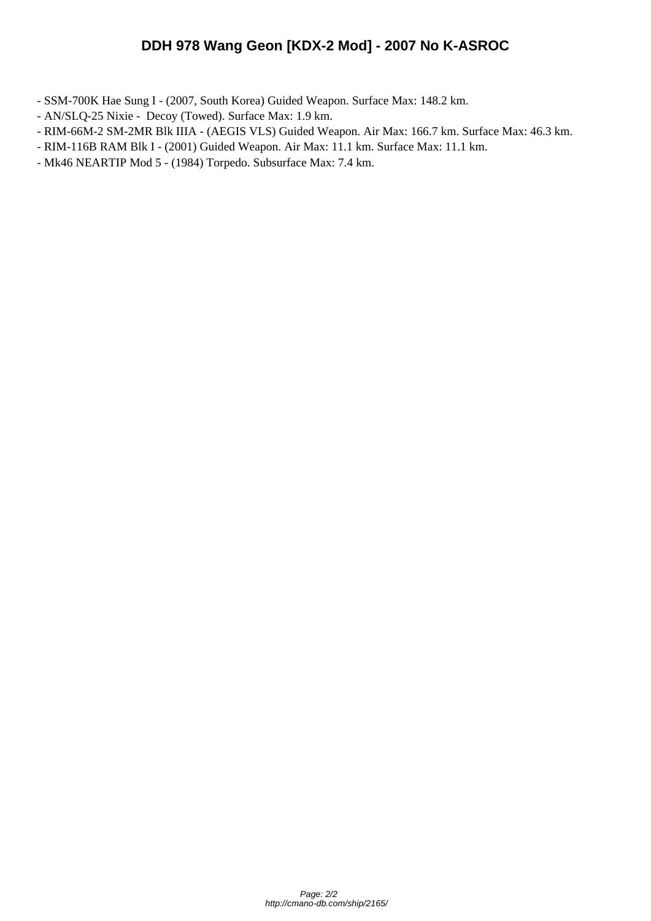- SSM-700K Hae Sung I - (2007, South Korea) Guided Weapon. Surface Max: 148.2 km.
- AN/SLQ-25 Nixie -  Decoy (Towed). Surface Max: 1.9 km.
- RIM-66M-2 SM-2MR Blk IIIA - (AEGIS VLS) Guided Weapon. Air Max: 166.7 km. Surface Max: 46.3 km.
- RIM-116B RAM Blk I - (2001) Guided Weapon. Air Max: 11.1 km. Surface Max: 11.1 km.
- Mk46 NEARTIP Mod 5 - (1984) Torpedo. Subsurface Max: 7.4 km.